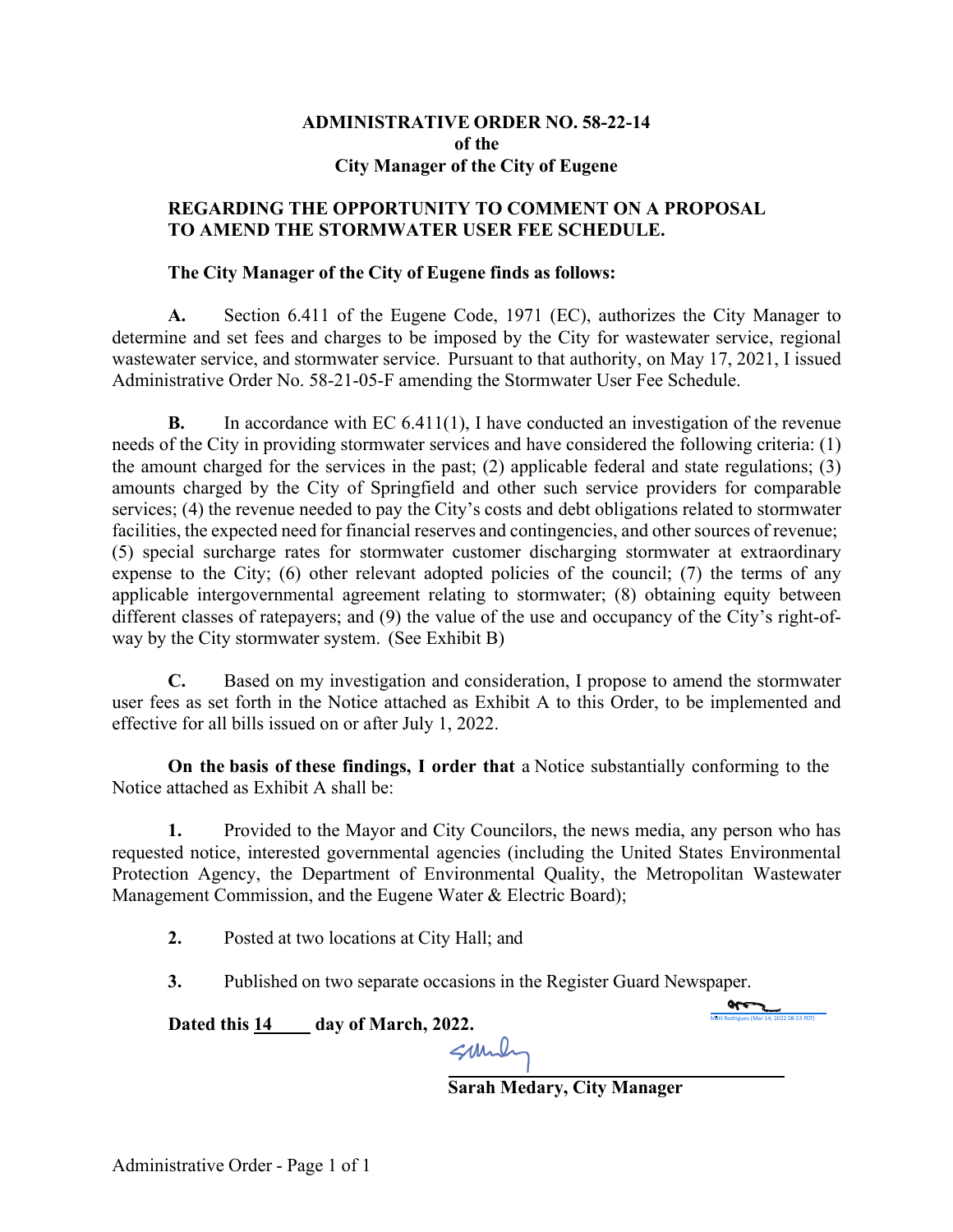**ADMINISTRATIVE ORDER NO. 58-22-14**
**of the**
**City Manager of the City of Eugene**

**REGARDING THE OPPORTUNITY TO COMMENT ON A PROPOSAL TO AMEND THE STORMWATER USER FEE SCHEDULE.**

**The City Manager of the City of Eugene finds as follows:**

**A.** Section 6.411 of the Eugene Code, 1971 (EC), authorizes the City Manager to determine and set fees and charges to be imposed by the City for wastewater service, regional wastewater service, and stormwater service. Pursuant to that authority, on May 17, 2021, I issued Administrative Order No. 58-21-05-F amending the Stormwater User Fee Schedule.

**B.** In accordance with EC 6.411(1), I have conducted an investigation of the revenue needs of the City in providing stormwater services and have considered the following criteria: (1) the amount charged for the services in the past; (2) applicable federal and state regulations; (3) amounts charged by the City of Springfield and other such service providers for comparable services; (4) the revenue needed to pay the City's costs and debt obligations related to stormwater facilities, the expected need for financial reserves and contingencies, and other sources of revenue; (5) special surcharge rates for stormwater customer discharging stormwater at extraordinary expense to the City; (6) other relevant adopted policies of the council; (7) the terms of any applicable intergovernmental agreement relating to stormwater; (8) obtaining equity between different classes of ratepayers; and (9) the value of the use and occupancy of the City's right-of-way by the City stormwater system. (See Exhibit B)

**C.** Based on my investigation and consideration, I propose to amend the stormwater user fees as set forth in the Notice attached as Exhibit A to this Order, to be implemented and effective for all bills issued on or after July 1, 2022.

**On the basis of these findings, I order that** a Notice substantially conforming to the Notice attached as Exhibit A shall be:

**1.** Provided to the Mayor and City Councilors, the news media, any person who has requested notice, interested governmental agencies (including the United States Environmental Protection Agency, the Department of Environmental Quality, the Metropolitan Wastewater Management Commission, and the Eugene Water & Electric Board);

**2.** Posted at two locations at City Hall; and

**3.** Published on two separate occasions in the Register Guard Newspaper.

Matt Rodrigues (Mar 14, 2022 08:53 PDT)

**Dated this 14 day of March, 2022.**

**Sarah Medary, City Manager**

Administrative Order - Page 1 of 1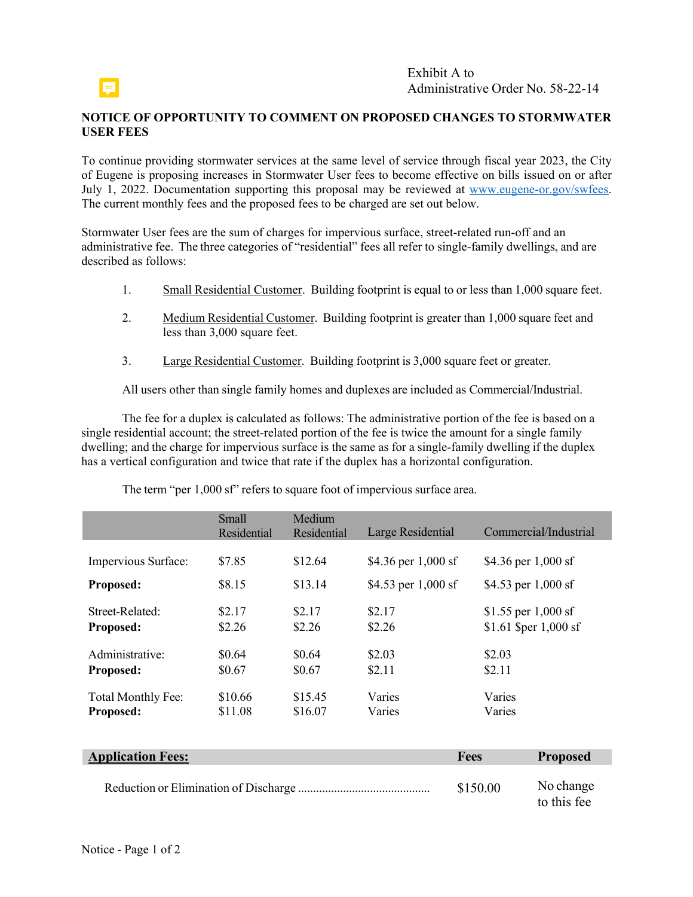Exhibit A to
Administrative Order No. 58-22-14

## NOTICE OF OPPORTUNITY TO COMMENT ON PROPOSED CHANGES TO STORMWATER USER FEES

To continue providing stormwater services at the same level of service through fiscal year 2023, the City of Eugene is proposing increases in Stormwater User fees to become effective on bills issued on or after July 1, 2022. Documentation supporting this proposal may be reviewed at www.eugene-or.gov/swfees. The current monthly fees and the proposed fees to be charged are set out below.

Stormwater User fees are the sum of charges for impervious surface, street-related run-off and an administrative fee. The three categories of "residential" fees all refer to single-family dwellings, and are described as follows:

1. Small Residential Customer. Building footprint is equal to or less than 1,000 square feet.
2. Medium Residential Customer. Building footprint is greater than 1,000 square feet and less than 3,000 square feet.
3. Large Residential Customer. Building footprint is 3,000 square feet or greater.

All users other than single family homes and duplexes are included as Commercial/Industrial.

The fee for a duplex is calculated as follows: The administrative portion of the fee is based on a single residential account; the street-related portion of the fee is twice the amount for a single family dwelling; and the charge for impervious surface is the same as for a single-family dwelling if the duplex has a vertical configuration and twice that rate if the duplex has a horizontal configuration.

The term "per 1,000 sf" refers to square foot of impervious surface area.

| | Small Residential | Medium Residential | Large Residential | Commercial/Industrial |
|---|---|---|---|---|
| Impervious Surface: | $7.85 | $12.64 | $4.36 per 1,000 sf | $4.36 per 1,000 sf |
| **Proposed:** | $8.15 | $13.14 | $4.53 per 1,000 sf | $4.53 per 1,000 sf |
| Street-Related: | $2.17 | $2.17 | $2.17 | $1.55 per 1,000 sf |
| **Proposed:** | $2.26 | $2.26 | $2.26 | $1.61 $per 1,000 sf |
| Administrative: | $0.64 | $0.64 | $2.03 | $2.03 |
| **Proposed:** | $0.67 | $0.67 | $2.11 | $2.11 |
| Total Monthly Fee: | $10.66 | $15.45 | Varies | Varies |
| **Proposed:** | $11.08 | $16.07 | Varies | Varies |

| **Application Fees:** | **Fees** | **Proposed** |
|---|---|---|
| Reduction or Elimination of Discharge ........................................... | $150.00 | No change to this fee |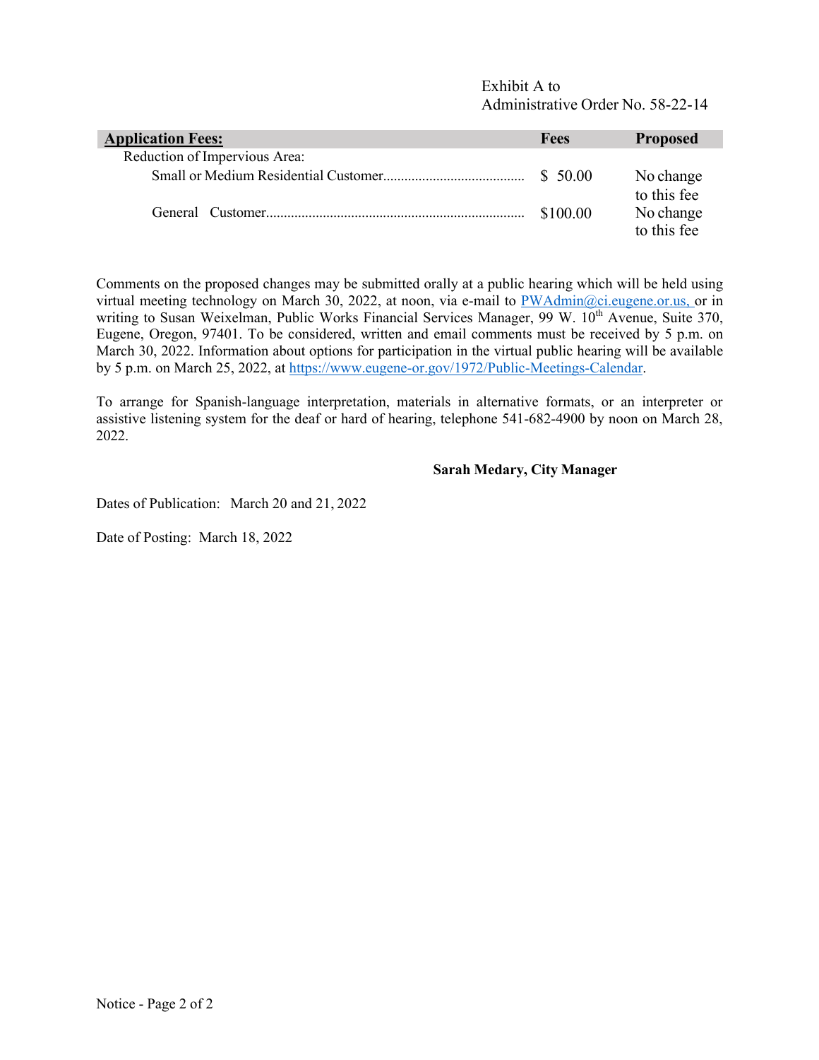Exhibit A to
Administrative Order No. 58-22-14

| **Application Fees:** | **Fees** | **Proposed** |
|---|---|---|
| Reduction of Impervious Area: | | |
| Small or Medium Residential Customer | $ 50.00 | No change to this fee |
| General Customer | $100.00 | No change to this fee |

Comments on the proposed changes may be submitted orally at a public hearing which will be held using virtual meeting technology on March 30, 2022, at noon, via e-mail to PWAdmin@ci.eugene.or.us, or in writing to Susan Weixelman, Public Works Financial Services Manager, 99 W. 10th Avenue, Suite 370, Eugene, Oregon, 97401. To be considered, written and email comments must be received by 5 p.m. on March 30, 2022. Information about options for participation in the virtual public hearing will be available by 5 p.m. on March 25, 2022, at https://www.eugene-or.gov/1972/Public-Meetings-Calendar.

To arrange for Spanish-language interpretation, materials in alternative formats, or an interpreter or assistive listening system for the deaf or hard of hearing, telephone 541-682-4900 by noon on March 28, 2022.

**Sarah Medary, City Manager**

Dates of Publication: March 20 and 21, 2022

Date of Posting: March 18, 2022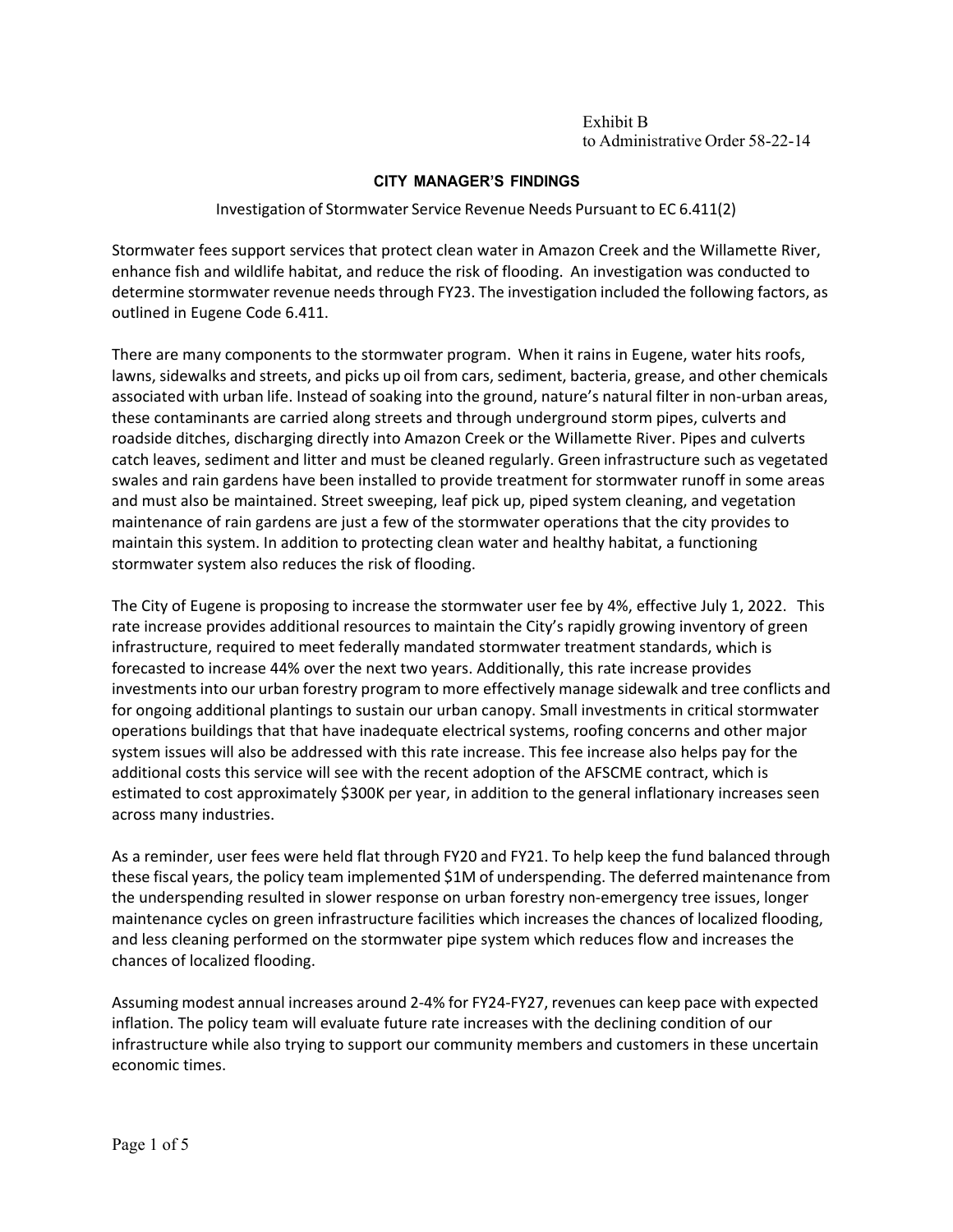Exhibit B
to Administrative Order 58-22-14

## CITY MANAGER'S FINDINGS

Investigation of Stormwater Service Revenue Needs Pursuant to EC 6.411(2)

Stormwater fees support services that protect clean water in Amazon Creek and the Willamette River, enhance fish and wildlife habitat, and reduce the risk of flooding. An investigation was conducted to determine stormwater revenue needs through FY23. The investigation included the following factors, as outlined in Eugene Code 6.411.

There are many components to the stormwater program. When it rains in Eugene, water hits roofs, lawns, sidewalks and streets, and picks up oil from cars, sediment, bacteria, grease, and other chemicals associated with urban life. Instead of soaking into the ground, nature's natural filter in non-urban areas, these contaminants are carried along streets and through underground storm pipes, culverts and roadside ditches, discharging directly into Amazon Creek or the Willamette River. Pipes and culverts catch leaves, sediment and litter and must be cleaned regularly. Green infrastructure such as vegetated swales and rain gardens have been installed to provide treatment for stormwater runoff in some areas and must also be maintained. Street sweeping, leaf pick up, piped system cleaning, and vegetation maintenance of rain gardens are just a few of the stormwater operations that the city provides to maintain this system. In addition to protecting clean water and healthy habitat, a functioning stormwater system also reduces the risk of flooding.

The City of Eugene is proposing to increase the stormwater user fee by 4%, effective July 1, 2022. This rate increase provides additional resources to maintain the City's rapidly growing inventory of green infrastructure, required to meet federally mandated stormwater treatment standards, which is forecasted to increase 44% over the next two years. Additionally, this rate increase provides investments into our urban forestry program to more effectively manage sidewalk and tree conflicts and for ongoing additional plantings to sustain our urban canopy. Small investments in critical stormwater operations buildings that that have inadequate electrical systems, roofing concerns and other major system issues will also be addressed with this rate increase. This fee increase also helps pay for the additional costs this service will see with the recent adoption of the AFSCME contract, which is estimated to cost approximately $300K per year, in addition to the general inflationary increases seen across many industries.

As a reminder, user fees were held flat through FY20 and FY21. To help keep the fund balanced through these fiscal years, the policy team implemented $1M of underspending. The deferred maintenance from the underspending resulted in slower response on urban forestry non-emergency tree issues, longer maintenance cycles on green infrastructure facilities which increases the chances of localized flooding, and less cleaning performed on the stormwater pipe system which reduces flow and increases the chances of localized flooding.

Assuming modest annual increases around 2-4% for FY24-FY27, revenues can keep pace with expected inflation. The policy team will evaluate future rate increases with the declining condition of our infrastructure while also trying to support our community members and customers in these uncertain economic times.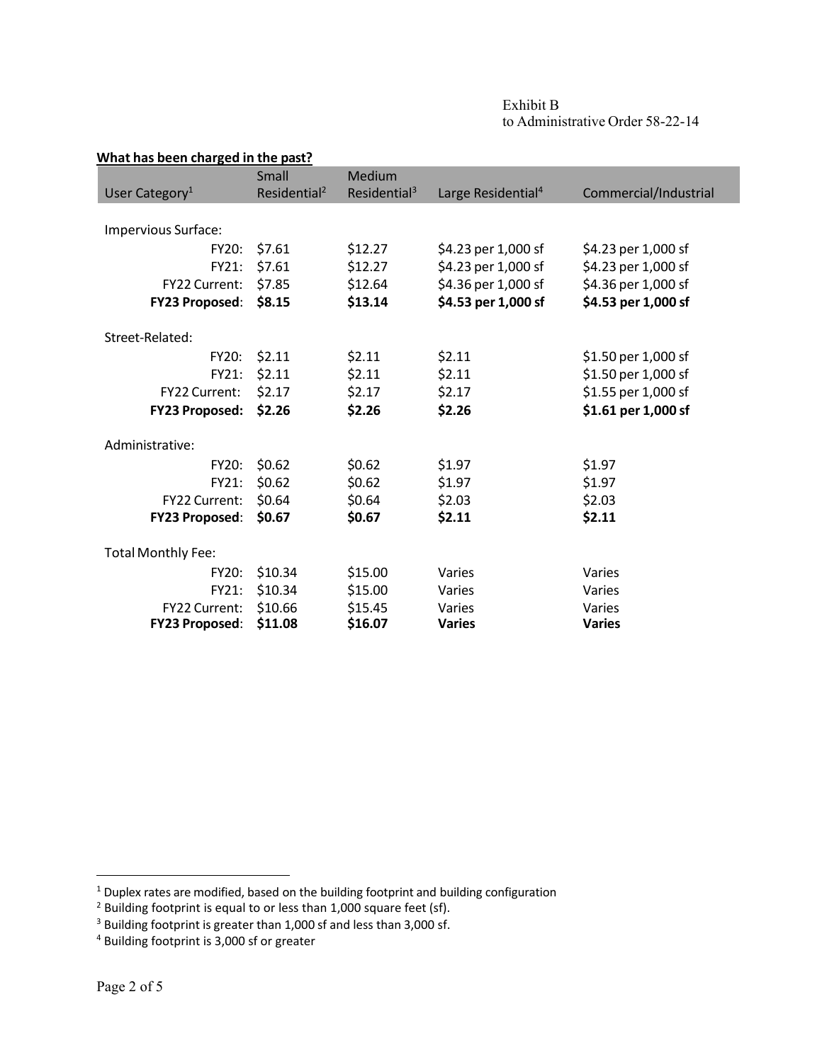Exhibit B
to Administrative Order 58-22-14

**What has been charged in the past?**

| User Category[1] | Small Residential[2] | Medium Residential[3] | Large Residential[4] | Commercial/Industrial |
|---|---|---|---|---|
| Impervious Surface: | | | | |
| FY20: | $7.61 | $12.27 | $4.23 per 1,000 sf | $4.23 per 1,000 sf |
| FY21: | $7.61 | $12.27 | $4.23 per 1,000 sf | $4.23 per 1,000 sf |
| FY22 Current: | $7.85 | $12.64 | $4.36 per 1,000 sf | $4.36 per 1,000 sf |
| **FY23 Proposed**: | **$8.15** | **$13.14** | **$4.53 per 1,000 sf** | **$4.53 per 1,000 sf** |
| Street-Related: | | | | |
| FY20: | $2.11 | $2.11 | $2.11 | $1.50 per 1,000 sf |
| FY21: | $2.11 | $2.11 | $2.11 | $1.50 per 1,000 sf |
| FY22 Current: | $2.17 | $2.17 | $2.17 | $1.55 per 1,000 sf |
| **FY23 Proposed:** | **$2.26** | **$2.26** | **$2.26** | **$1.61 per 1,000 sf** |
| Administrative: | | | | |
| FY20: | $0.62 | $0.62 | $1.97 | $1.97 |
| FY21: | $0.62 | $0.62 | $1.97 | $1.97 |
| FY22 Current: | $0.64 | $0.64 | $2.03 | $2.03 |
| **FY23 Proposed**: | **$0.67** | **$0.67** | **$2.11** | **$2.11** |
| Total Monthly Fee: | | | | |
| FY20: | $10.34 | $15.00 | Varies | Varies |
| FY21: | $10.34 | $15.00 | Varies | Varies |
| FY22 Current: | $10.66 | $15.45 | Varies | Varies |
| **FY23 Proposed**: | **$11.08** | **$16.07** | **Varies** | **Varies** |

[1] Duplex rates are modified, based on the building footprint and building configuration
[2] Building footprint is equal to or less than 1,000 square feet (sf).
[3] Building footprint is greater than 1,000 sf and less than 3,000 sf.
[4] Building footprint is 3,000 sf or greater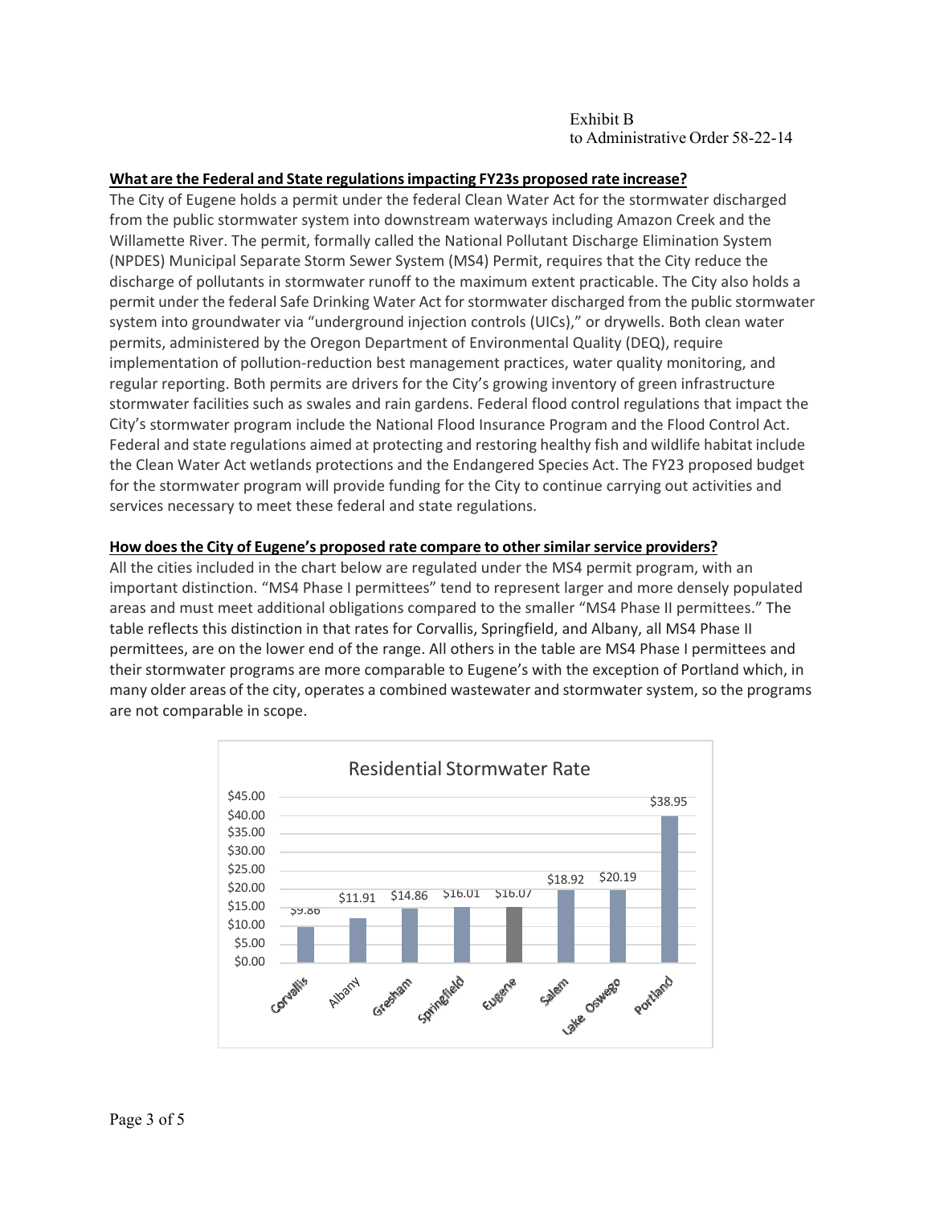Exhibit B
to Administrative Order 58-22-14

**What are the Federal and State regulations impacting FY23s proposed rate increase?**

The City of Eugene holds a permit under the federal Clean Water Act for the stormwater discharged from the public stormwater system into downstream waterways including Amazon Creek and the Willamette River. The permit, formally called the National Pollutant Discharge Elimination System (NPDES) Municipal Separate Storm Sewer System (MS4) Permit, requires that the City reduce the discharge of pollutants in stormwater runoff to the maximum extent practicable. The City also holds a permit under the federal Safe Drinking Water Act for stormwater discharged from the public stormwater system into groundwater via "underground injection controls (UICs)," or drywells. Both clean water permits, administered by the Oregon Department of Environmental Quality (DEQ), require implementation of pollution-reduction best management practices, water quality monitoring, and regular reporting. Both permits are drivers for the City's growing inventory of green infrastructure stormwater facilities such as swales and rain gardens. Federal flood control regulations that impact the City's stormwater program include the National Flood Insurance Program and the Flood Control Act. Federal and state regulations aimed at protecting and restoring healthy fish and wildlife habitat include the Clean Water Act wetlands protections and the Endangered Species Act. The FY23 proposed budget for the stormwater program will provide funding for the City to continue carrying out activities and services necessary to meet these federal and state regulations.

**How does the City of Eugene's proposed rate compare to other similar service providers?**

All the cities included in the chart below are regulated under the MS4 permit program, with an important distinction. "MS4 Phase I permittees" tend to represent larger and more densely populated areas and must meet additional obligations compared to the smaller "MS4 Phase II permittees." The table reflects this distinction in that rates for Corvallis, Springfield, and Albany, all MS4 Phase II permittees, are on the lower end of the range. All others in the table are MS4 Phase I permittees and their stormwater programs are more comparable to Eugene's with the exception of Portland which, in many older areas of the city, operates a combined wastewater and stormwater system, so the programs are not comparable in scope.

**Residential Stormwater Rate**

| City | Rate |
|---|---|
| Corvallis | $9.86 |
| Albany | $11.91 |
| Gresham | $14.86 |
| Springfield | $16.01 |
| Eugene | $16.07 |
| Salem | $18.92 |
| Lake Oswego | $20.19 |
| Portland | $38.95 |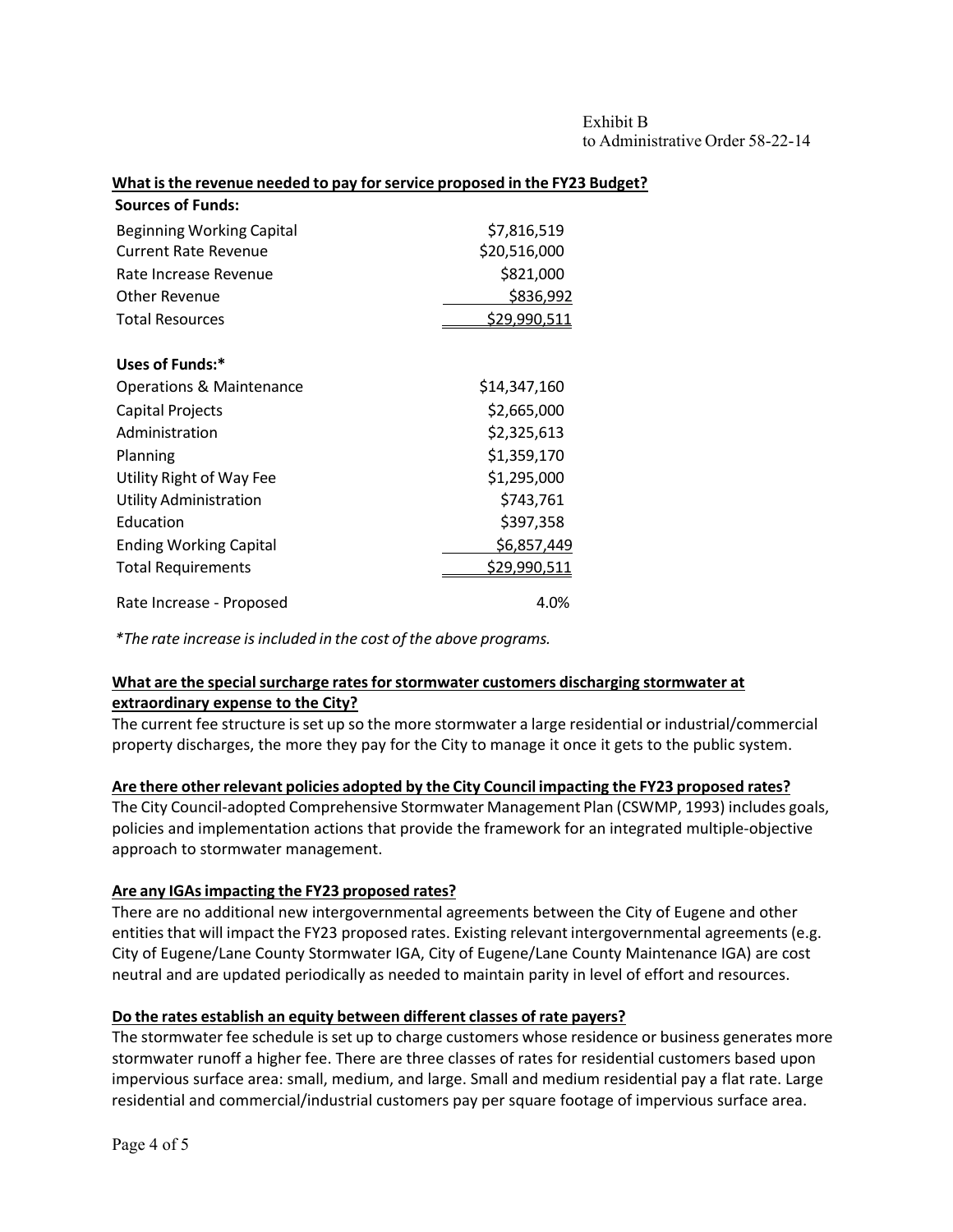Exhibit B
to Administrative Order 58-22-14

**What is the revenue needed to pay for service proposed in the FY23 Budget?**

| **Sources of Funds:** | |
|---|---|
| Beginning Working Capital | $7,816,519 |
| Current Rate Revenue | $20,516,000 |
| Rate Increase Revenue | $821,000 |
| Other Revenue | $836,992 |
| Total Resources | $29,990,511 |
| | |
| **Uses of Funds:*** | |
| Operations & Maintenance | $14,347,160 |
| Capital Projects | $2,665,000 |
| Administration | $2,325,613 |
| Planning | $1,359,170 |
| Utility Right of Way Fee | $1,295,000 |
| Utility Administration | $743,761 |
| Education | $397,358 |
| Ending Working Capital | $6,857,449 |
| Total Requirements | $29,990,511 |
| | |
| Rate Increase - Proposed | 4.0% |

*\*The rate increase is included in the cost of the above programs.*

**What are the special surcharge rates for stormwater customers discharging stormwater at extraordinary expense to the City?**

The current fee structure is set up so the more stormwater a large residential or industrial/commercial property discharges, the more they pay for the City to manage it once it gets to the public system.

**Are there other relevant policies adopted by the City Council impacting the FY23 proposed rates?**

The City Council-adopted Comprehensive Stormwater Management Plan (CSWMP, 1993) includes goals, policies and implementation actions that provide the framework for an integrated multiple-objective approach to stormwater management.

**Are any IGAs impacting the FY23 proposed rates?**

There are no additional new intergovernmental agreements between the City of Eugene and other entities that will impact the FY23 proposed rates. Existing relevant intergovernmental agreements (e.g. City of Eugene/Lane County Stormwater IGA, City of Eugene/Lane County Maintenance IGA) are cost neutral and are updated periodically as needed to maintain parity in level of effort and resources.

**Do the rates establish an equity between different classes of rate payers?**

The stormwater fee schedule is set up to charge customers whose residence or business generates more stormwater runoff a higher fee. There are three classes of rates for residential customers based upon impervious surface area: small, medium, and large. Small and medium residential pay a flat rate. Large residential and commercial/industrial customers pay per square footage of impervious surface area.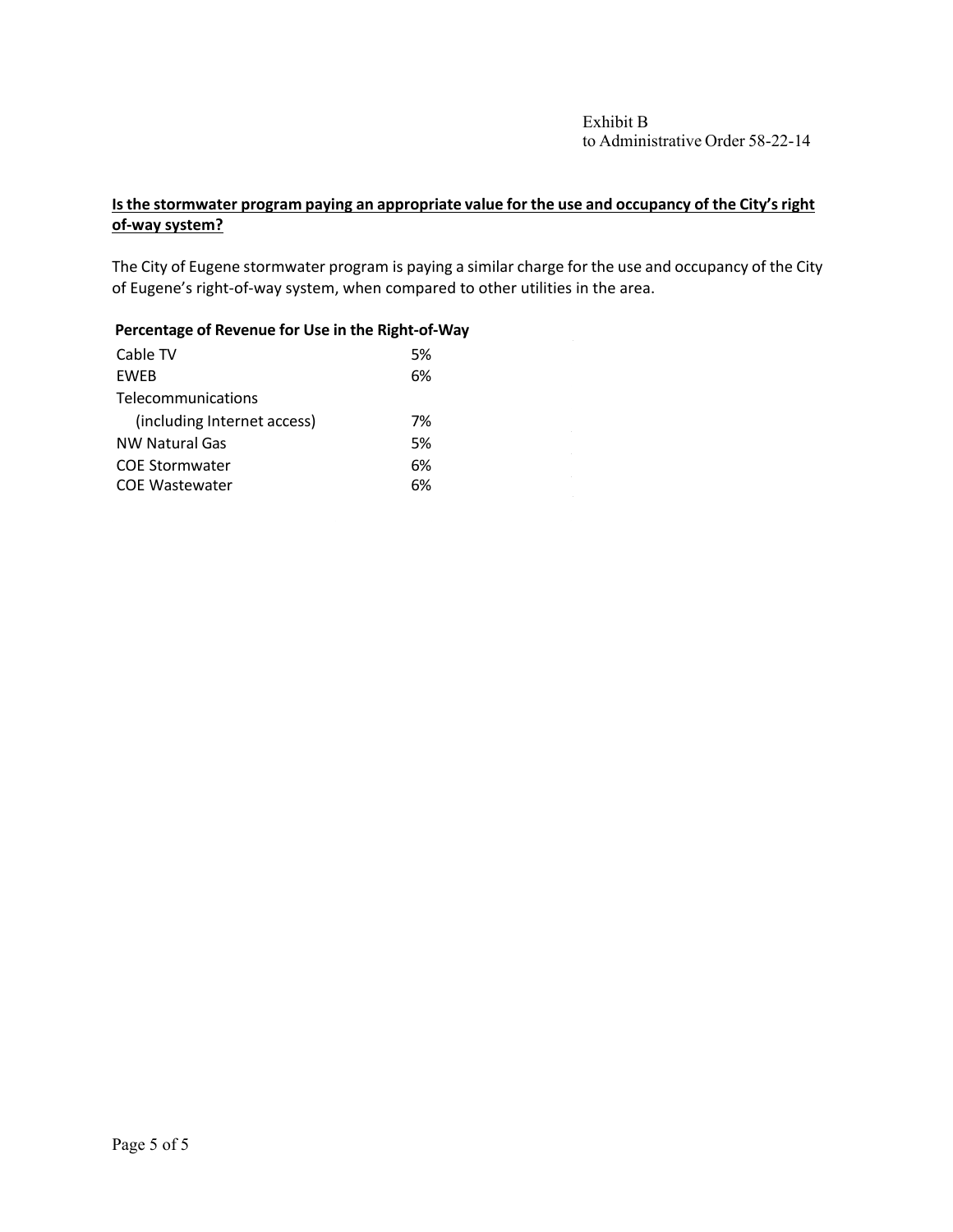Exhibit B
to Administrative Order 58-22-14

**Is the stormwater program paying an appropriate value for the use and occupancy of the City's right of-way system?**

The City of Eugene stormwater program is paying a similar charge for the use and occupancy of the City of Eugene's right-of-way system, when compared to other utilities in the area.

| Percentage of Revenue for Use in the Right-of-Way | |
|---|---|
| Cable TV | 5% |
| EWEB | 6% |
| Telecommunications (including Internet access) | 7% |
| NW Natural Gas | 5% |
| COE Stormwater | 6% |
| COE Wastewater | 6% |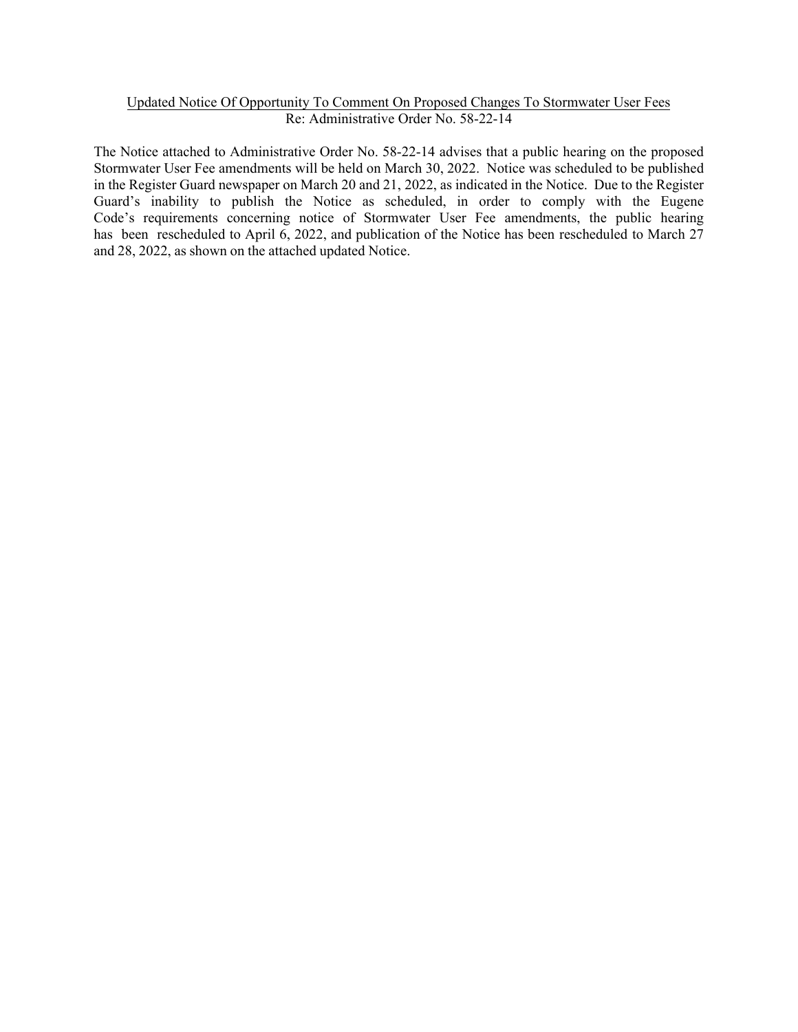<u>Updated Notice Of Opportunity To Comment On Proposed Changes To Stormwater User Fees</u>
Re: Administrative Order No. 58-22-14

The Notice attached to Administrative Order No. 58-22-14 advises that a public hearing on the proposed Stormwater User Fee amendments will be held on March 30, 2022. Notice was scheduled to be published in the Register Guard newspaper on March 20 and 21, 2022, as indicated in the Notice. Due to the Register Guard's inability to publish the Notice as scheduled, in order to comply with the Eugene Code's requirements concerning notice of Stormwater User Fee amendments, the public hearing has been rescheduled to April 6, 2022, and publication of the Notice has been rescheduled to March 27 and 28, 2022, as shown on the attached updated Notice.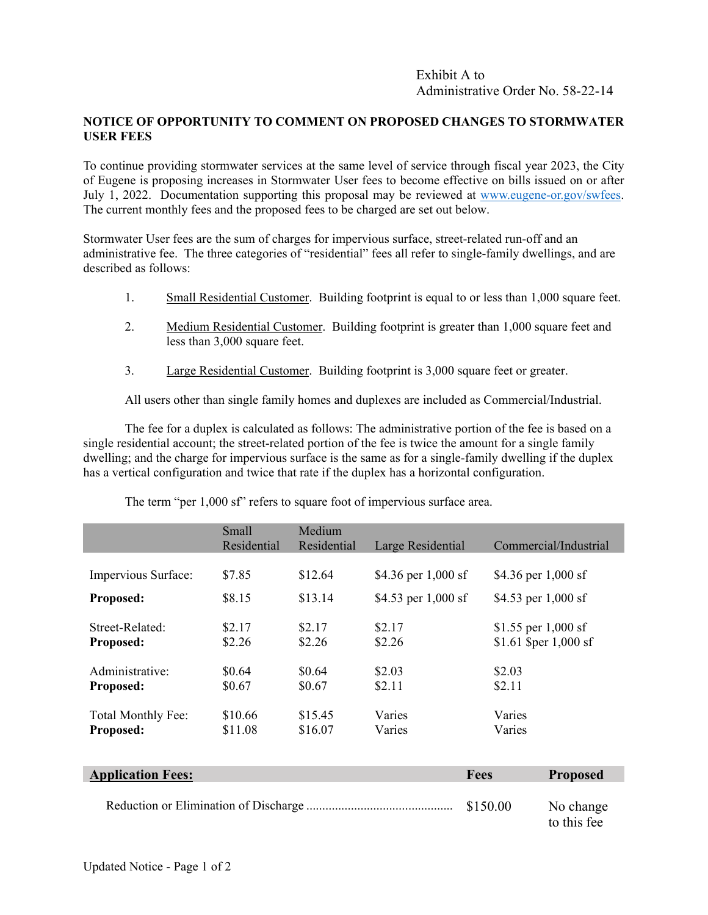Exhibit A to
Administrative Order No. 58-22-14

**NOTICE OF OPPORTUNITY TO COMMENT ON PROPOSED CHANGES TO STORMWATER USER FEES**

To continue providing stormwater services at the same level of service through fiscal year 2023, the City of Eugene is proposing increases in Stormwater User fees to become effective on bills issued on or after July 1, 2022. Documentation supporting this proposal may be reviewed at www.eugene-or.gov/swfees. The current monthly fees and the proposed fees to be charged are set out below.

Stormwater User fees are the sum of charges for impervious surface, street-related run-off and an administrative fee. The three categories of "residential" fees all refer to single-family dwellings, and are described as follows:

1. Small Residential Customer. Building footprint is equal to or less than 1,000 square feet.
2. Medium Residential Customer. Building footprint is greater than 1,000 square feet and less than 3,000 square feet.
3. Large Residential Customer. Building footprint is 3,000 square feet or greater.

All users other than single family homes and duplexes are included as Commercial/Industrial.

The fee for a duplex is calculated as follows: The administrative portion of the fee is based on a single residential account; the street-related portion of the fee is twice the amount for a single family dwelling; and the charge for impervious surface is the same as for a single-family dwelling if the duplex has a vertical configuration and twice that rate if the duplex has a horizontal configuration.

The term "per 1,000 sf" refers to square foot of impervious surface area.

| | Small Residential | Medium Residential | Large Residential | Commercial/Industrial |
|---|---|---|---|---|
| Impervious Surface: | $7.85 | $12.64 | $4.36 per 1,000 sf | $4.36 per 1,000 sf |
| **Proposed:** | $8.15 | $13.14 | $4.53 per 1,000 sf | $4.53 per 1,000 sf |
| Street-Related: | $2.17 | $2.17 | $2.17 | $1.55 per 1,000 sf |
| **Proposed:** | $2.26 | $2.26 | $2.26 | $1.61 $per 1,000 sf |
| Administrative: | $0.64 | $0.64 | $2.03 | $2.03 |
| **Proposed:** | $0.67 | $0.67 | $2.11 | $2.11 |
| Total Monthly Fee: | $10.66 | $15.45 | Varies | Varies |
| **Proposed:** | $11.08 | $16.07 | Varies | Varies |

| **Application Fees:** | **Fees** | **Proposed** |
|---|---|---|
| Reduction or Elimination of Discharge ............................................. | $150.00 | No change to this fee |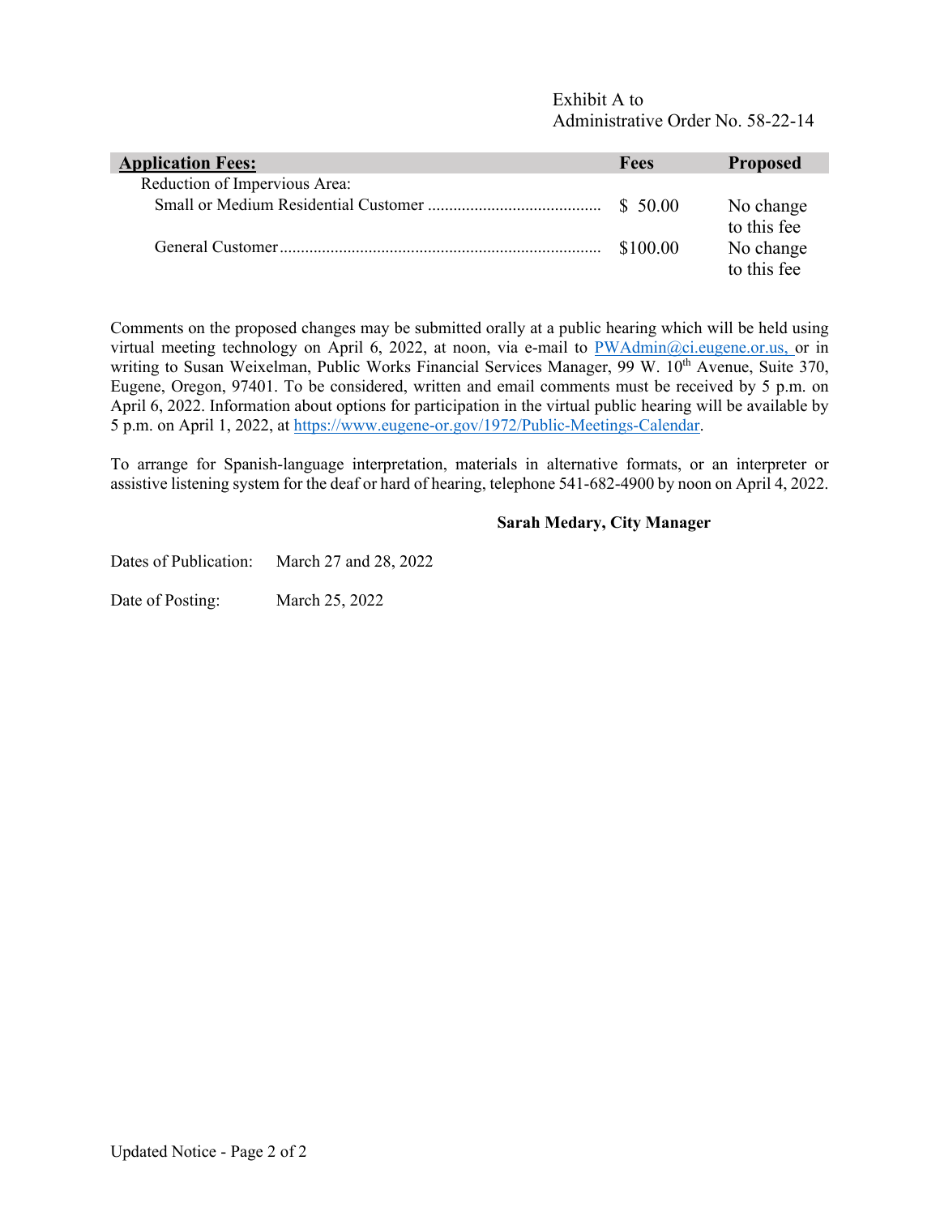Exhibit A to
Administrative Order No. 58-22-14

| **Application Fees:** | **Fees** | **Proposed** |
|---|---|---|
| Reduction of Impervious Area: | | |
| Small or Medium Residential Customer | $ 50.00 | No change to this fee |
| General Customer | $100.00 | No change to this fee |

Comments on the proposed changes may be submitted orally at a public hearing which will be held using virtual meeting technology on April 6, 2022, at noon, via e-mail to PWAdmin@ci.eugene.or.us, or in writing to Susan Weixelman, Public Works Financial Services Manager, 99 W. 10th Avenue, Suite 370, Eugene, Oregon, 97401. To be considered, written and email comments must be received by 5 p.m. on April 6, 2022. Information about options for participation in the virtual public hearing will be available by 5 p.m. on April 1, 2022, at https://www.eugene-or.gov/1972/Public-Meetings-Calendar.

To arrange for Spanish-language interpretation, materials in alternative formats, or an interpreter or assistive listening system for the deaf or hard of hearing, telephone 541-682-4900 by noon on April 4, 2022.

**Sarah Medary, City Manager**

Dates of Publication: March 27 and 28, 2022

Date of Posting: March 25, 2022

Updated Notice - Page 2 of 2